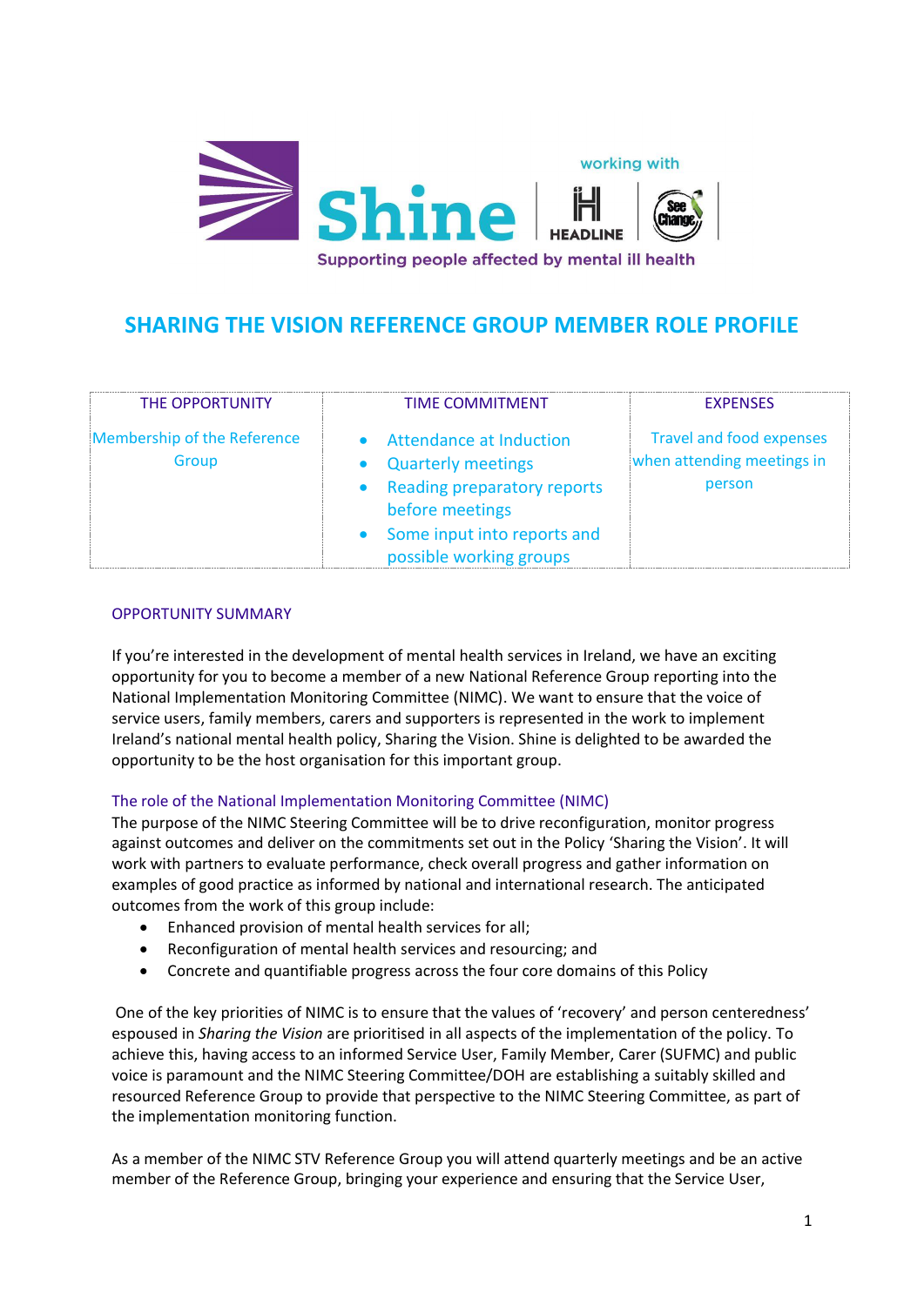Shine working with HEADLINE See Change

Supporting people affected by mental ill health

# SHARING THE VISION REFERENCE GROUP MEMBER ROLE PROFILE

| THE OPPORTUNITY | TIME COMMITMENT | EXPENSES |
|---|---|---|
| Membership of the Reference Group | • Attendance at Induction<br>• Quarterly meetings<br>• Reading preparatory reports before meetings<br>• Some input into reports and possible working groups | Travel and food expenses when attending meetings in person |

## OPPORTUNITY SUMMARY

If you're interested in the development of mental health services in Ireland, we have an exciting opportunity for you to become a member of a new National Reference Group reporting into the National Implementation Monitoring Committee (NIMC). We want to ensure that the voice of service users, family members, carers and supporters is represented in the work to implement Ireland's national mental health policy, Sharing the Vision. Shine is delighted to be awarded the opportunity to be the host organisation for this important group.

### The role of the National Implementation Monitoring Committee (NIMC)

The purpose of the NIMC Steering Committee will be to drive reconfiguration, monitor progress against outcomes and deliver on the commitments set out in the Policy 'Sharing the Vision'. It will work with partners to evaluate performance, check overall progress and gather information on examples of good practice as informed by national and international research. The anticipated outcomes from the work of this group include:

- Enhanced provision of mental health services for all;
- Reconfiguration of mental health services and resourcing; and
- Concrete and quantifiable progress across the four core domains of this Policy

One of the key priorities of NIMC is to ensure that the values of 'recovery' and person centeredness' espoused in *Sharing the Vision* are prioritised in all aspects of the implementation of the policy. To achieve this, having access to an informed Service User, Family Member, Carer (SUFMC) and public voice is paramount and the NIMC Steering Committee/DOH are establishing a suitably skilled and resourced Reference Group to provide that perspective to the NIMC Steering Committee, as part of the implementation monitoring function.

As a member of the NIMC STV Reference Group you will attend quarterly meetings and be an active member of the Reference Group, bringing your experience and ensuring that the Service User,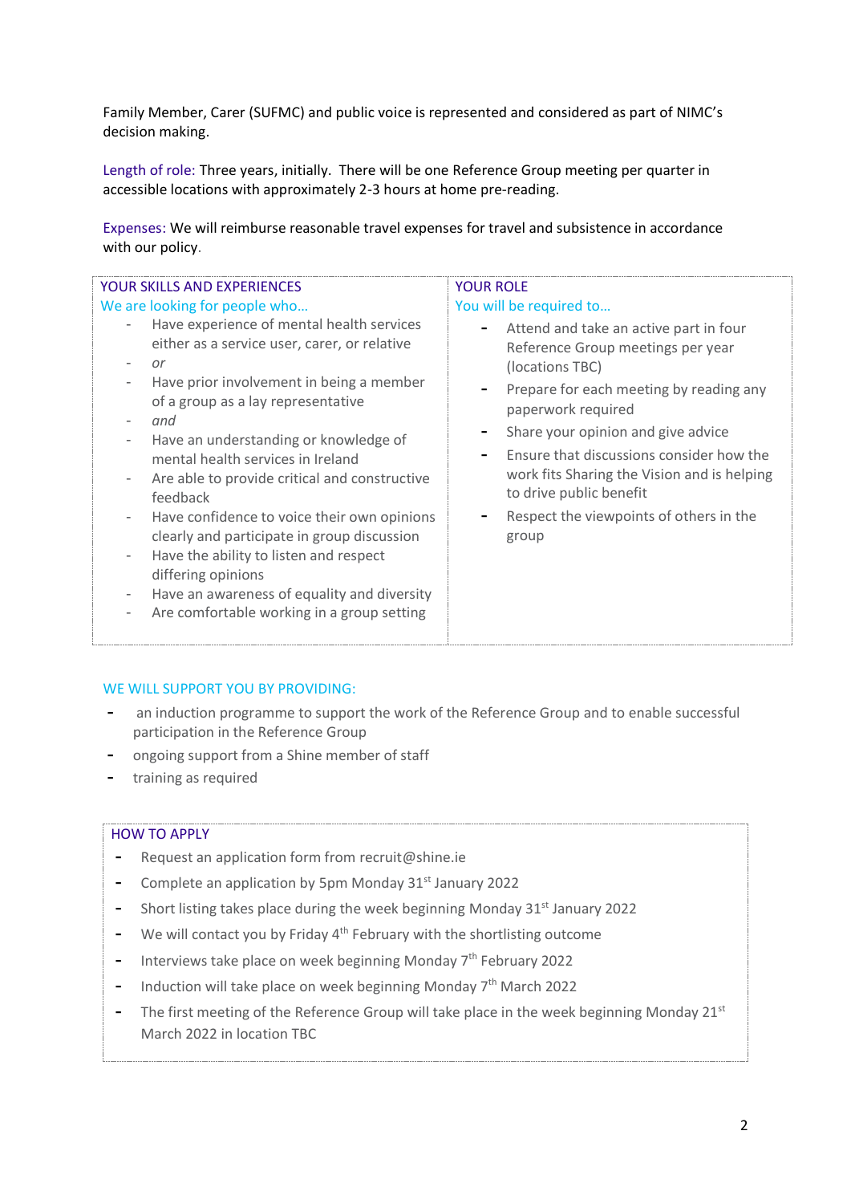Family Member, Carer (SUFMC) and public voice is represented and considered as part of NIMC's decision making.

Length of role: Three years, initially. There will be one Reference Group meeting per quarter in accessible locations with approximately 2-3 hours at home pre-reading.

Expenses: We will reimburse reasonable travel expenses for travel and subsistence in accordance with our policy.

| YOUR SKILLS AND EXPERIENCES<br>We are looking for people who... | YOUR ROLE<br>You will be required to... |
|---|---|
| - Have experience of mental health services either as a service user, carer, or relative<br>- *or*<br>- Have prior involvement in being a member of a group as a lay representative<br>- *and*<br>- Have an understanding or knowledge of mental health services in Ireland<br>- Are able to provide critical and constructive feedback<br>- Have confidence to voice their own opinions clearly and participate in group discussion<br>- Have the ability to listen and respect differing opinions<br>- Have an awareness of equality and diversity<br>- Are comfortable working in a group setting | - Attend and take an active part in four Reference Group meetings per year (locations TBC)<br>- Prepare for each meeting by reading any paperwork required<br>- Share your opinion and give advice<br>- Ensure that discussions consider how the work fits Sharing the Vision and is helping to drive public benefit<br>- Respect the viewpoints of others in the group |

WE WILL SUPPORT YOU BY PROVIDING:

- an induction programme to support the work of the Reference Group and to enable successful participation in the Reference Group
- ongoing support from a Shine member of staff
- training as required

HOW TO APPLY

- Request an application form from recruit@shine.ie
- Complete an application by 5pm Monday 31st January 2022
- Short listing takes place during the week beginning Monday 31st January 2022
- We will contact you by Friday 4th February with the shortlisting outcome
- Interviews take place on week beginning Monday 7th February 2022
- Induction will take place on week beginning Monday 7th March 2022
- The first meeting of the Reference Group will take place in the week beginning Monday 21st March 2022 in location TBC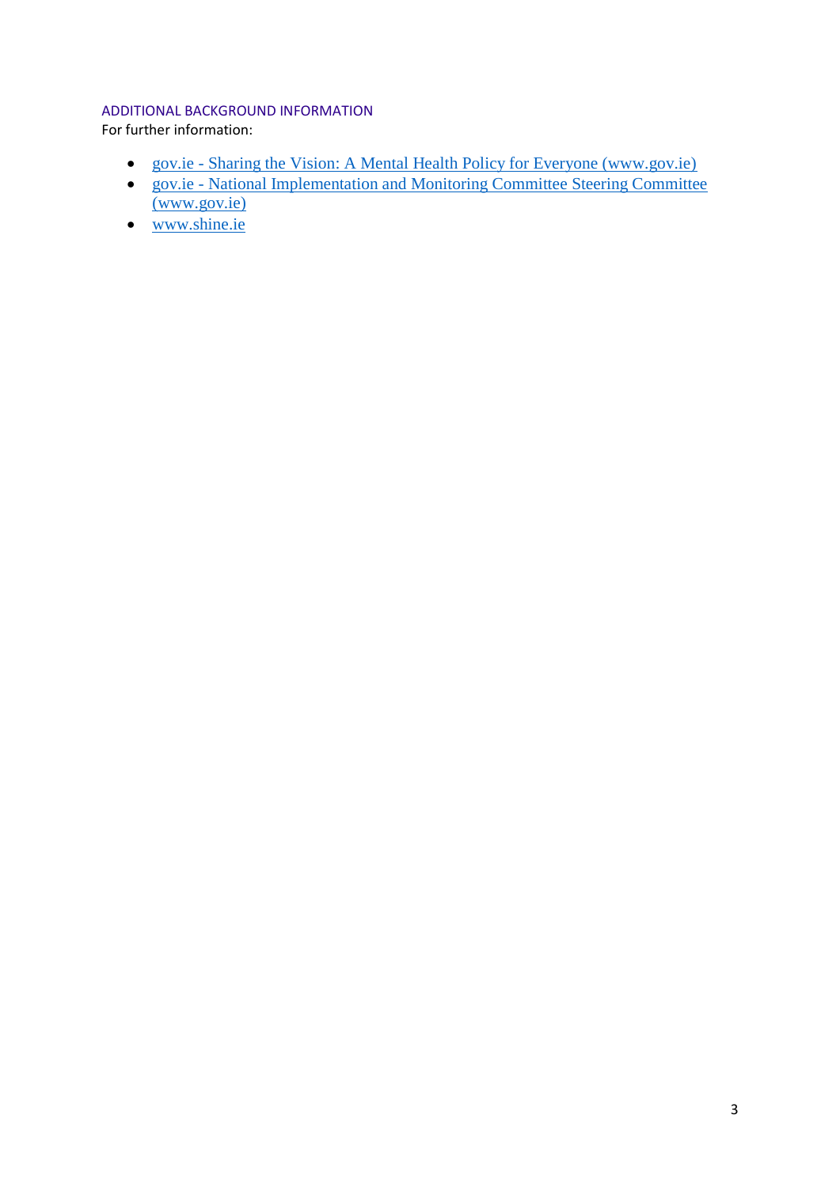## ADDITIONAL BACKGROUND INFORMATION

For further information:

- gov.ie - Sharing the Vision: A Mental Health Policy for Everyone (www.gov.ie)
- gov.ie - National Implementation and Monitoring Committee Steering Committee (www.gov.ie)
- www.shine.ie